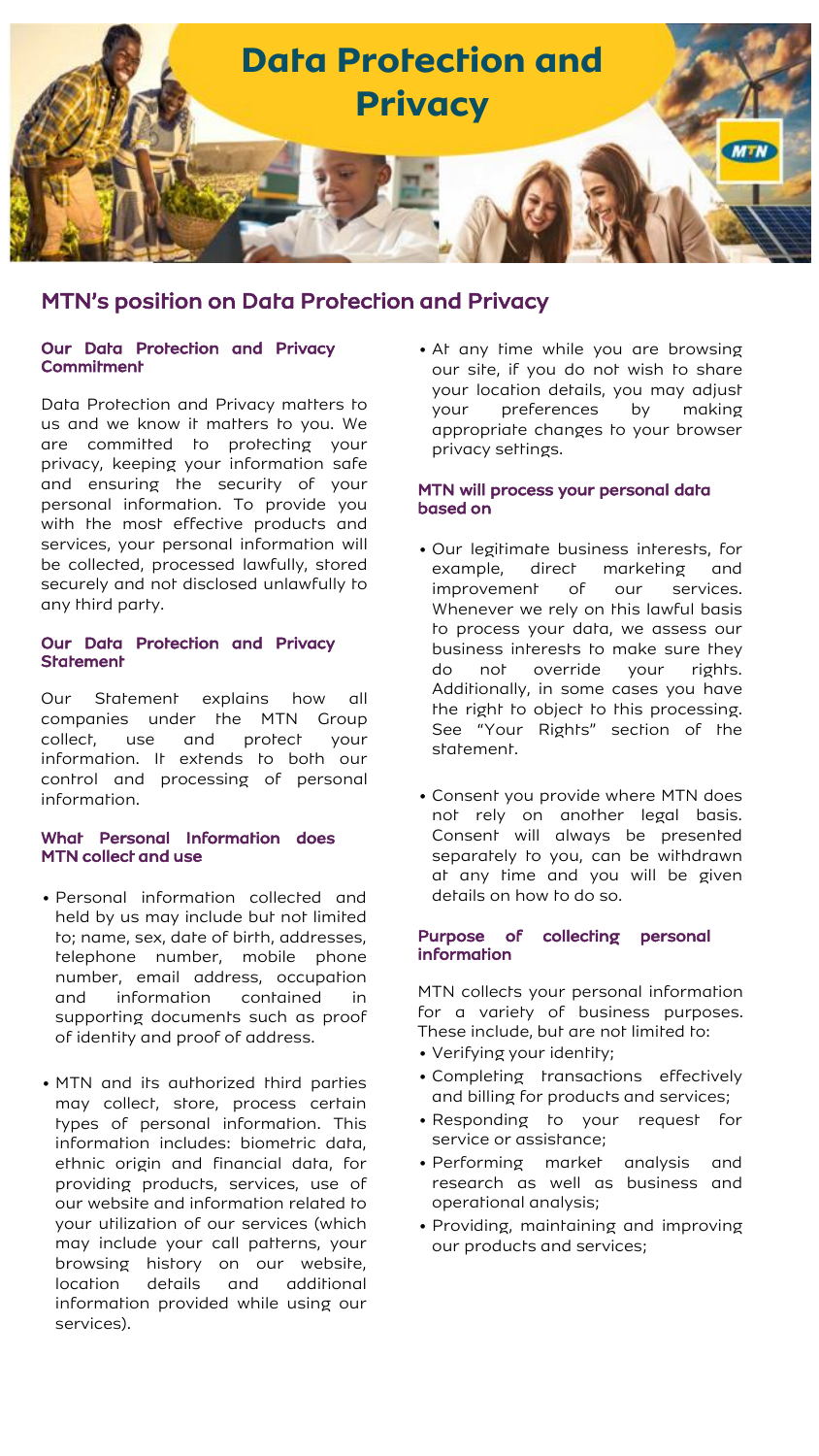# Data Protection and Privacy

## MTN's position on Data Protection and Privacy

### Our Data Protection and Privacy Commitment

Data Protection and Privacy matters to us and we know it matters to you. We are committed to protecting your privacy, keeping your information safe and ensuring the security of your personal information. To provide you with the most effective products and services, your personal information will be collected, processed lawfully, stored securely and not disclosed unlawfully to any third party.

### Our Data Protection and Privacy Statement

Our Statement explains how all companies under the MTN Group collect, use and protect your information. It extends to both our control and processing of personal information.

### What Personal Information does MTN collect and use

- Personal information collected and held by us may include but not limited to; name, sex, date of birth, addresses, telephone number, mobile phone number, email address, occupation and information contained in supporting documents such as proof of identity and proof of address.
- MTN and its authorized third parties may collect, store, process certain types of personal information. This information includes: biometric data, ethnic origin and financial data, for providing products, services, use of our website and information related to your utilization of our services (which may include your call patterns, your browsing history on our website, location details and additional information provided while using our services).
- At any time while you are browsing our site, if you do not wish to share your location details, you may adjust your preferences by making appropriate changes to your browser privacy settings.

### MTN will process your personal data based on

- Our legitimate business interests, for example, direct marketing and improvement of our services. Whenever we rely on this lawful basis to process your data, we assess our business interests to make sure they do not override your rights. Additionally, in some cases you have the right to object to this processing. See "Your Rights" section of the statement.
- Consent you provide where MTN does not rely on another legal basis. Consent will always be presented separately to you, can be withdrawn at any time and you will be given details on how to do so.

### Purpose of collecting personal information

MTN collects your personal information for a variety of business purposes. These include, but are not limited to:

- Verifying your identity;
- Completing transactions effectively and billing for products and services;
- Responding to your request for service or assistance;
- Performing market analysis and research as well as business and operational analysis;
- Providing, maintaining and improving our products and services;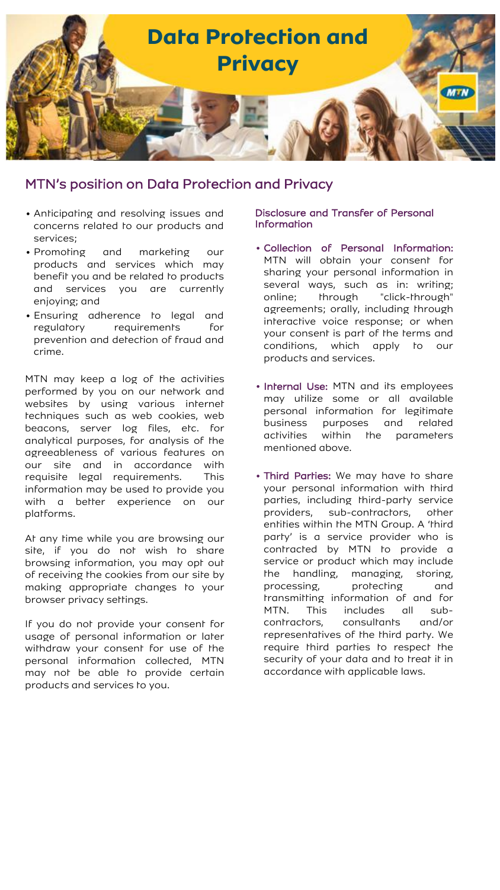# Data Protection and Privacy

## MTN's position on Data Protection and Privacy

- Anticipating and resolving issues and concerns related to our products and services;
- Promoting and marketing our products and services which may benefit you and be related to products and services you are currently enjoying; and
- Ensuring adherence to legal and regulatory requirements for prevention and detection of fraud and crime.

MTN may keep a log of the activities performed by you on our network and websites by using various internet techniques such as web cookies, web beacons, server log files, etc. for analytical purposes, for analysis of the agreeableness of various features on our site and in accordance with requisite legal requirements. This information may be used to provide you with a better experience on our platforms.

At any time while you are browsing our site, if you do not wish to share browsing information, you may opt out of receiving the cookies from our site by making appropriate changes to your browser privacy settings.

If you do not provide your consent for usage of personal information or later withdraw your consent for use of the personal information collected, MTN may not be able to provide certain products and services to you.

### Disclosure and Transfer of Personal Information

- **Collection of Personal Information:** MTN will obtain your consent for sharing your personal information in several ways, such as in: writing; online; through "click-through" agreements; orally, including through interactive voice response; or when your consent is part of the terms and conditions, which apply to our products and services.

- **Internal Use:** MTN and its employees may utilize some or all available personal information for legitimate business purposes and related activities within the parameters mentioned above.

- **Third Parties:** We may have to share your personal information with third parties, including third-party service providers, sub-contractors, other entities within the MTN Group. A 'third party' is a service provider who is contracted by MTN to provide a service or product which may include the handling, managing, storing, processing, protecting and transmitting information of and for MTN. This includes all sub-contractors, consultants and/or representatives of the third party. We require third parties to respect the security of your data and to treat it in accordance with applicable laws.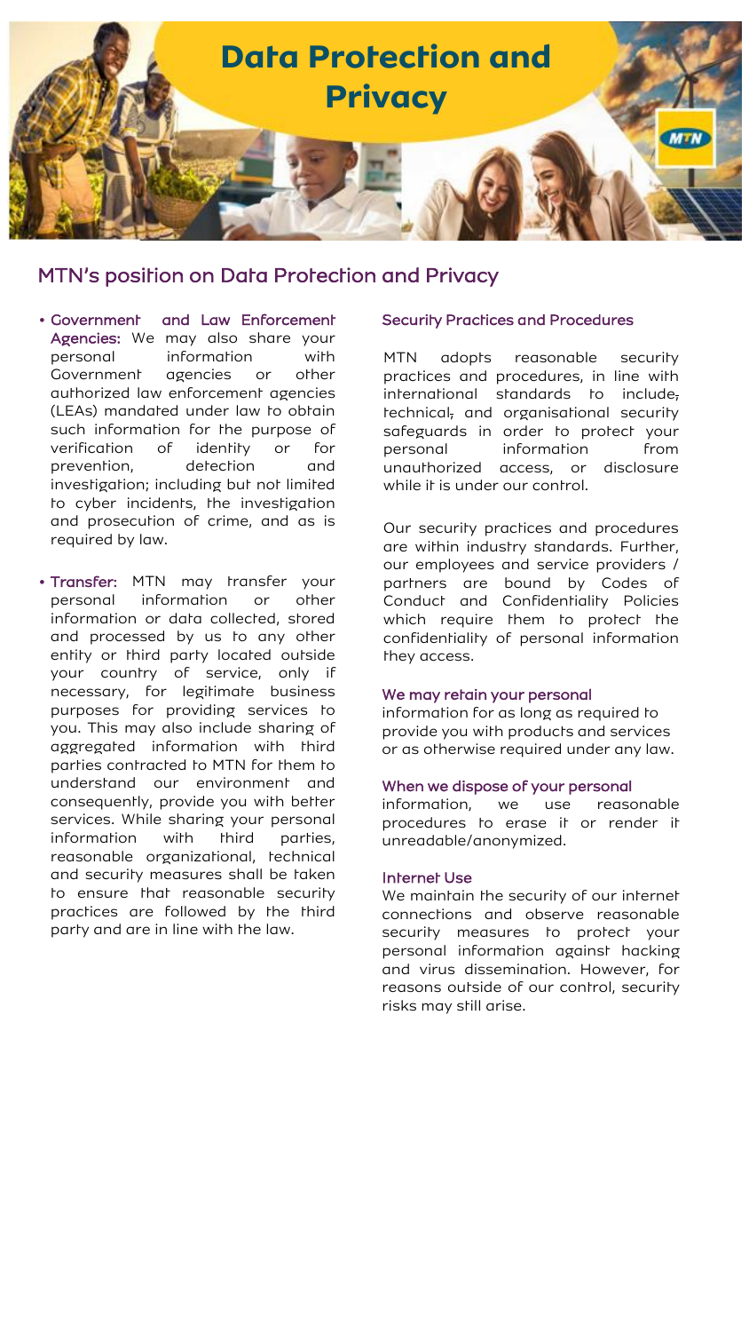# Data Protection and Privacy

## MTN's position on Data Protection and Privacy

- **Government and Law Enforcement Agencies:** We may also share your personal information with Government agencies or other authorized law enforcement agencies (LEAs) mandated under law to obtain such information for the purpose of verification of identity or for prevention, detection and investigation; including but not limited to cyber incidents, the investigation and prosecution of crime, and as is required by law.

- **Transfer:** MTN may transfer your personal information or other information or data collected, stored and processed by us to any other entity or third party located outside your country of service, only if necessary, for legitimate business purposes for providing services to you. This may also include sharing of aggregated information with third parties contracted to MTN for them to understand our environment and consequently, provide you with better services. While sharing your personal information with third parties, reasonable organizational, technical and security measures shall be taken to ensure that reasonable security practices are followed by the third party and are in line with the law.

### Security Practices and Procedures

MTN adopts reasonable security practices and procedures, in line with international standards to include, technical, and organisational security safeguards in order to protect your personal information from unauthorized access, or disclosure while it is under our control.

Our security practices and procedures are within industry standards. Further, our employees and service providers / partners are bound by Codes of Conduct and Confidentiality Policies which require them to protect the confidentiality of personal information they access.

**We may retain your personal** information for as long as required to provide you with products and services or as otherwise required under any law.

**When we dispose of your personal** information, we use reasonable procedures to erase it or render it unreadable/anonymized.

### Internet Use

We maintain the security of our internet connections and observe reasonable security measures to protect your personal information against hacking and virus dissemination. However, for reasons outside of our control, security risks may still arise.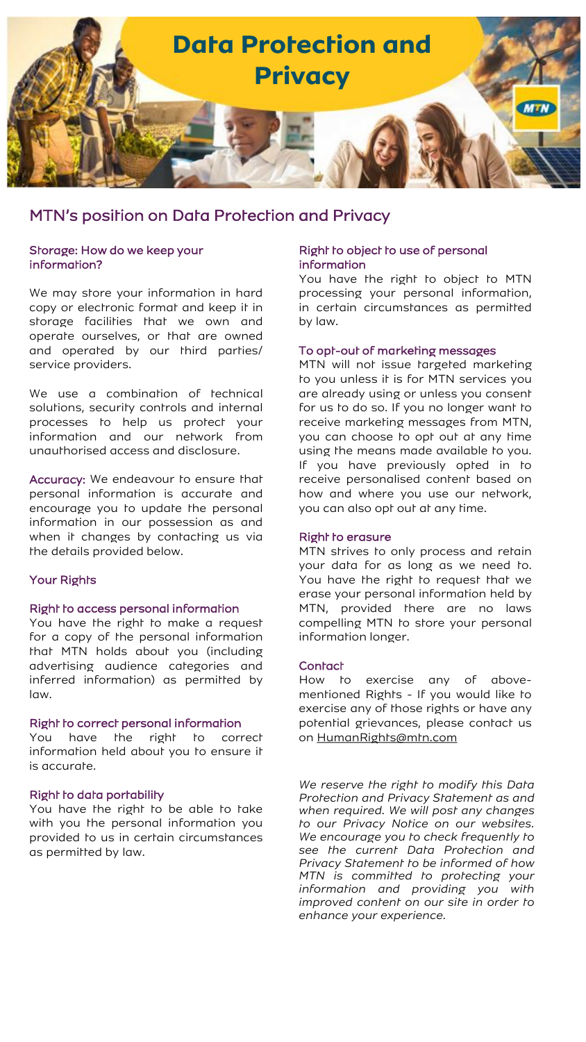# Data Protection and Privacy

## MTN's position on Data Protection and Privacy

### Storage: How do we keep your information?

We may store your information in hard copy or electronic format and keep it in storage facilities that we own and operate ourselves, or that are owned and operated by our third parties/ service providers.

We use a combination of technical solutions, security controls and internal processes to help us protect your information and our network from unauthorised access and disclosure.

**Accuracy:** We endeavour to ensure that personal information is accurate and encourage you to update the personal information in our possession as and when it changes by contacting us via the details provided below.

### Your Rights

#### Right to access personal information

You have the right to make a request for a copy of the personal information that MTN holds about you (including advertising audience categories and inferred information) as permitted by law.

#### Right to correct personal information

You have the right to correct information held about you to ensure it is accurate.

#### Right to data portability

You have the right to be able to take with you the personal information you provided to us in certain circumstances as permitted by law.

#### Right to object to use of personal information

You have the right to object to MTN processing your personal information, in certain circumstances as permitted by law.

#### To opt-out of marketing messages

MTN will not issue targeted marketing to you unless it is for MTN services you are already using or unless you consent for us to do so. If you no longer want to receive marketing messages from MTN, you can choose to opt out at any time using the means made available to you. If you have previously opted in to receive personalised content based on how and where you use our network, you can also opt out at any time.

#### Right to erasure

MTN strives to only process and retain your data for as long as we need to. You have the right to request that we erase your personal information held by MTN, provided there are no laws compelling MTN to store your personal information longer.

#### Contact

How to exercise any of above-mentioned Rights - If you would like to exercise any of those rights or have any potential grievances, please contact us on HumanRights@mtn.com

*We reserve the right to modify this Data Protection and Privacy Statement as and when required. We will post any changes to our Privacy Notice on our websites. We encourage you to check frequently to see the current Data Protection and Privacy Statement to be informed of how MTN is committed to protecting your information and providing you with improved content on our site in order to enhance your experience.*